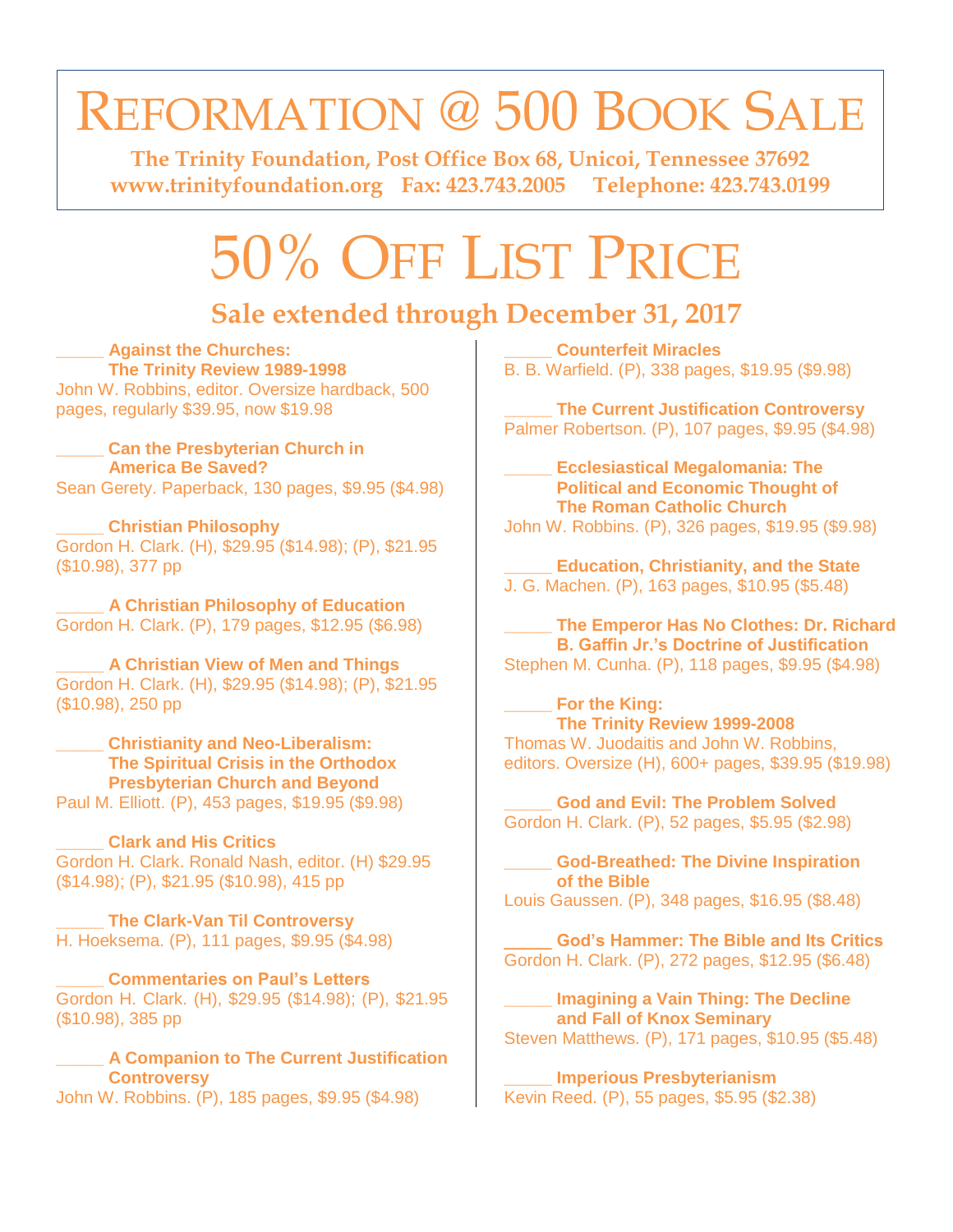# REFORMATION @ 500 BOOK SALE

**The Trinity Foundation, Post Office Box 68, Unicoi, Tennessee 37692**
**www.trinityfoundation.org Fax: 423.743.2005 Telephone: 423.743.0199**

# 50% OFF LIST PRICE

## Sale extended through December 31, 2017

_____ **Against the Churches: The Trinity Review 1989-1998**
John W. Robbins, editor. Oversize hardback, 500 pages, regularly $39.95, now $19.98

_____ **Can the Presbyterian Church in America Be Saved?**
Sean Gerety. Paperback, 130 pages, $9.95 ($4.98)

_____ **Christian Philosophy**
Gordon H. Clark. (H), $29.95 ($14.98); (P), $21.95 ($10.98), 377 pp

_____ **A Christian Philosophy of Education**
Gordon H. Clark. (P), 179 pages, $12.95 ($6.98)

_____ **A Christian View of Men and Things**
Gordon H. Clark. (H), $29.95 ($14.98); (P), $21.95 ($10.98), 250 pp

_____ **Christianity and Neo-Liberalism: The Spiritual Crisis in the Orthodox Presbyterian Church and Beyond**
Paul M. Elliott. (P), 453 pages, $19.95 ($9.98)

_____ **Clark and His Critics**
Gordon H. Clark. Ronald Nash, editor. (H) $29.95 ($14.98); (P), $21.95 ($10.98), 415 pp

_____ **The Clark-Van Til Controversy**
H. Hoeksema. (P), 111 pages, $9.95 ($4.98)

_____ **Commentaries on Paul's Letters**
Gordon H. Clark. (H), $29.95 ($14.98); (P), $21.95 ($10.98), 385 pp

_____ **A Companion to The Current Justification Controversy**
John W. Robbins. (P), 185 pages, $9.95 ($4.98)

_____ **Counterfeit Miracles**
B. B. Warfield. (P), 338 pages, $19.95 ($9.98)

_____ **The Current Justification Controversy**
Palmer Robertson. (P), 107 pages, $9.95 ($4.98)

_____ **Ecclesiastical Megalomania: The Political and Economic Thought of The Roman Catholic Church**
John W. Robbins. (P), 326 pages, $19.95 ($9.98)

_____ **Education, Christianity, and the State**
J. G. Machen. (P), 163 pages, $10.95 ($5.48)

_____ **The Emperor Has No Clothes: Dr. Richard B. Gaffin Jr.'s Doctrine of Justification**
Stephen M. Cunha. (P), 118 pages, $9.95 ($4.98)

_____ **For the King: The Trinity Review 1999-2008**
Thomas W. Juodaitis and John W. Robbins, editors. Oversize (H), 600+ pages, $39.95 ($19.98)

_____ **God and Evil: The Problem Solved**
Gordon H. Clark. (P), 52 pages, $5.95 ($2.98)

_____ **God-Breathed: The Divine Inspiration of the Bible**
Louis Gaussen. (P), 348 pages, $16.95 ($8.48)

_____ **God's Hammer: The Bible and Its Critics**
Gordon H. Clark. (P), 272 pages, $12.95 ($6.48)

_____ **Imagining a Vain Thing: The Decline and Fall of Knox Seminary**
Steven Matthews. (P), 171 pages, $10.95 ($5.48)

_____ **Imperious Presbyterianism**
Kevin Reed. (P), 55 pages, $5.95 ($2.38)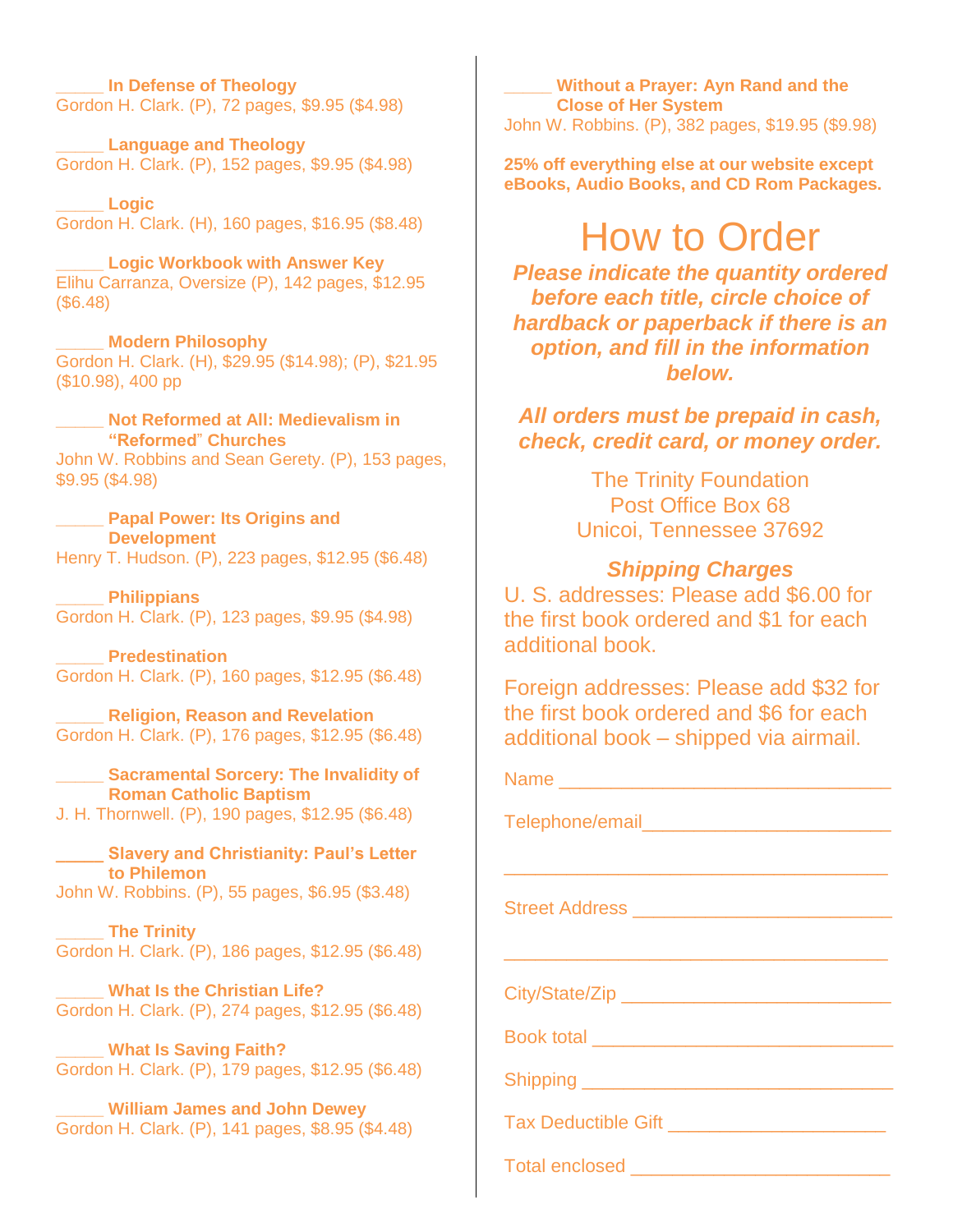_____ **In Defense of Theology**
Gordon H. Clark. (P), 72 pages, $9.95 ($4.98)

_____ **Language and Theology**
Gordon H. Clark. (P), 152 pages, $9.95 ($4.98)

_____ **Logic**
Gordon H. Clark. (H), 160 pages, $16.95 ($8.48)

_____ **Logic Workbook with Answer Key**
Elihu Carranza, Oversize (P), 142 pages, $12.95 ($6.48)

_____ **Modern Philosophy**
Gordon H. Clark. (H), $29.95 ($14.98); (P), $21.95 ($10.98), 400 pp

_____ **Not Reformed at All: Medievalism in "Reformed" Churches**
John W. Robbins and Sean Gerety. (P), 153 pages, $9.95 ($4.98)

_____ **Papal Power: Its Origins and Development**
Henry T. Hudson. (P), 223 pages, $12.95 ($6.48)

_____ **Philippians**
Gordon H. Clark. (P), 123 pages, $9.95 ($4.98)

_____ **Predestination**
Gordon H. Clark. (P), 160 pages, $12.95 ($6.48)

_____ **Religion, Reason and Revelation**
Gordon H. Clark. (P), 176 pages, $12.95 ($6.48)

_____ **Sacramental Sorcery: The Invalidity of Roman Catholic Baptism**
J. H. Thornwell. (P), 190 pages, $12.95 ($6.48)

_____ **Slavery and Christianity: Paul's Letter to Philemon**
John W. Robbins. (P), 55 pages, $6.95 ($3.48)

_____ **The Trinity**
Gordon H. Clark. (P), 186 pages, $12.95 ($6.48)

_____ **What Is the Christian Life?**
Gordon H. Clark. (P), 274 pages, $12.95 ($6.48)

_____ **What Is Saving Faith?**
Gordon H. Clark. (P), 179 pages, $12.95 ($6.48)

_____ **William James and John Dewey**
Gordon H. Clark. (P), 141 pages, $8.95 ($4.48)

_____ **Without a Prayer: Ayn Rand and the Close of Her System**
John W. Robbins. (P), 382 pages, $19.95 ($9.98)

**25% off everything else at our website except eBooks, Audio Books, and CD Rom Packages.**

# How to Order

***Please indicate the quantity ordered before each title, circle choice of hardback or paperback if there is an option, and fill in the information below.***

***All orders must be prepaid in cash, check, credit card, or money order.***

The Trinity Foundation
Post Office Box 68
Unicoi, Tennessee 37692

***Shipping Charges***

U. S. addresses: Please add $6.00 for the first book ordered and $1 for each additional book.

Foreign addresses: Please add $32 for the first book ordered and $6 for each additional book – shipped via airmail.

Name ______________________________

Telephone/email______________________

___________________________________

Street Address ________________________

___________________________________

City/State/Zip ________________________

Book total ___________________________

Shipping ____________________________

Tax Deductible Gift ____________________

Total enclosed ________________________